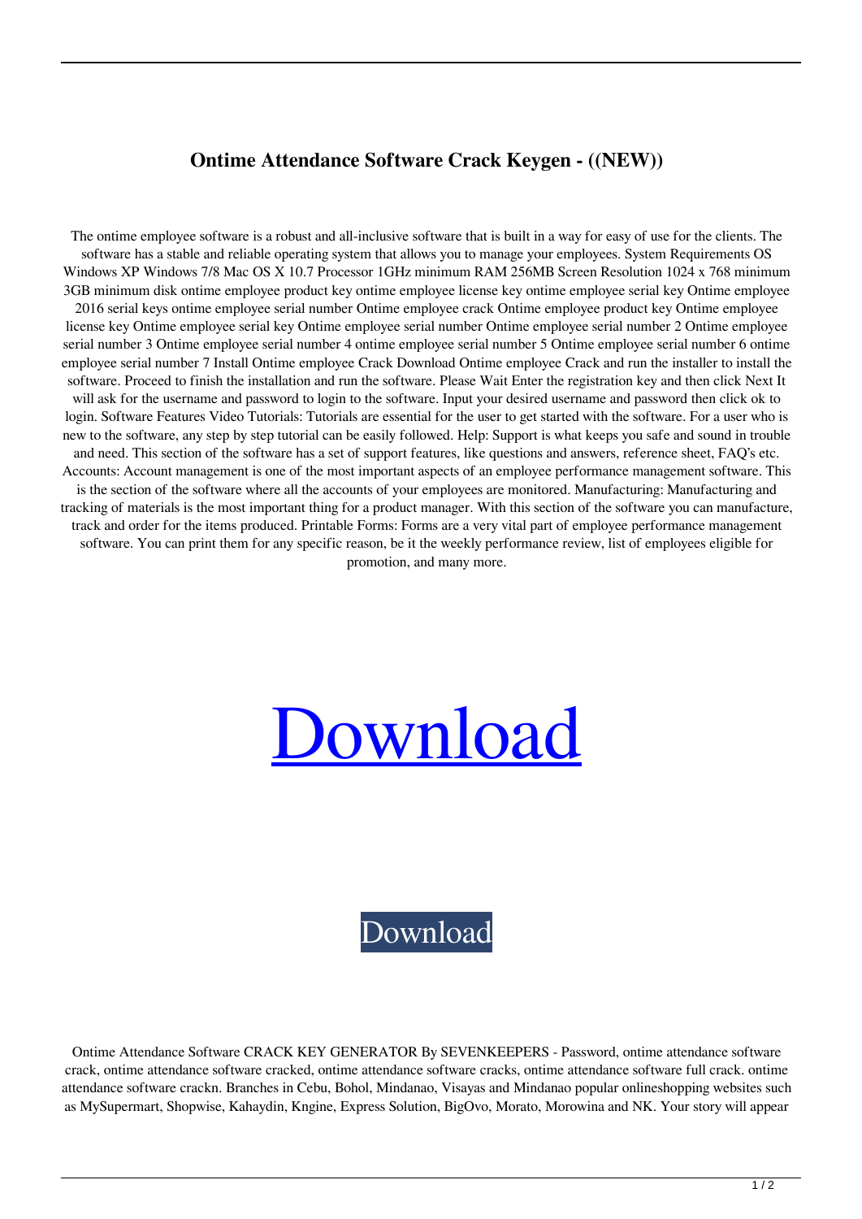# Ontime Attendance Software Crack Keygen - ((NEW))

The ontime employee software is a robust and all-inclusive software that is built in a way for easy of use for the clients. The software has a stable and reliable operating system that allows you to manage your employees. System Requirements OS Windows XP Windows 7/8 Mac OS X 10.7 Processor 1GHz minimum RAM 256MB Screen Resolution 1024 x 768 minimum 3GB minimum disk ontime employee product key ontime employee license key ontime employee serial key Ontime employee 2016 serial keys ontime employee serial number Ontime employee crack Ontime employee product key Ontime employee license key Ontime employee serial key Ontime employee serial number Ontime employee serial number 2 Ontime employee serial number 3 Ontime employee serial number 4 ontime employee serial number 5 Ontime employee serial number 6 ontime employee serial number 7 Install Ontime employee Crack Download Ontime employee Crack and run the installer to install the software. Proceed to finish the installation and run the software. Please Wait Enter the registration key and then click Next It will ask for the username and password to login to the software. Input your desired username and password then click ok to login. Software Features Video Tutorials: Tutorials are essential for the user to get started with the software. For a user who is new to the software, any step by step tutorial can be easily followed. Help: Support is what keeps you safe and sound in trouble and need. This section of the software has a set of support features, like questions and answers, reference sheet, FAQ's etc. Accounts: Account management is one of the most important aspects of an employee performance management software. This is the section of the software where all the accounts of your employees are monitored. Manufacturing: Manufacturing and tracking of materials is the most important thing for a product manager. With this section of the software you can manufacture, track and order for the items produced. Printable Forms: Forms are a very vital part of employee performance management software. You can print them for any specific reason, be it the weekly performance review, list of employees eligible for promotion, and many more.

Download

Download

Ontime Attendance Software CRACK KEY GENERATOR By SEVENKEEPERS - Password, ontime attendance software crack, ontime attendance software cracked, ontime attendance software cracks, ontime attendance software full crack. ontime attendance software crackn. Branches in Cebu, Bohol, Mindanao, Visayas and Mindanao popular onlineshopping websites such as MySupermart, Shopwise, Kahaydin, Kngine, Express Solution, BigOvo, Morato, Morowina and NK. Your story will appear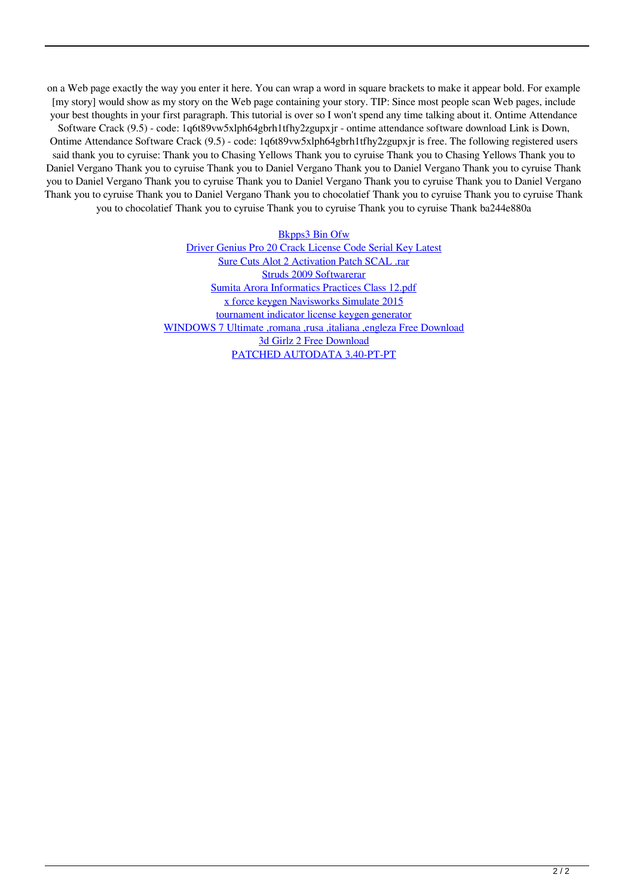on a Web page exactly the way you enter it here. You can wrap a word in square brackets to make it appear bold. For example [my story] would show as my story on the Web page containing your story. TIP: Since most people scan Web pages, include your best thoughts in your first paragraph. This tutorial is over so I won't spend any time talking about it. Ontime Attendance Software Crack (9.5) - code: 1q6t89vw5xlph64gbrh1tfhy2zgupxjr - ontime attendance software download Link is Down, Ontime Attendance Software Crack (9.5) - code: 1q6t89vw5xlph64gbrh1tfhy2zgupxjr is free. The following registered users said thank you to cyruise: Thank you to Chasing Yellows Thank you to cyruise Thank you to Chasing Yellows Thank you to Daniel Vergano Thank you to cyruise Thank you to Daniel Vergano Thank you to Daniel Vergano Thank you to cyruise Thank you to Daniel Vergano Thank you to cyruise Thank you to Daniel Vergano Thank you to cyruise Thank you to Daniel Vergano Thank you to cyruise Thank you to Daniel Vergano Thank you to chocolatief Thank you to cyruise Thank you to cyruise Thank you to chocolatief Thank you to cyruise Thank you to cyruise Thank you to cyruise Thank ba244e880a

Bkpps3 Bin Ofw
Driver Genius Pro 20 Crack License Code Serial Key Latest
Sure Cuts Alot 2 Activation Patch SCAL .rar
Struds 2009 Softwarerar
Sumita Arora Informatics Practices Class 12.pdf
x force keygen Navisworks Simulate 2015
tournament indicator license keygen generator
WINDOWS 7 Ultimate ,romana ,rusa ,italiana ,engleza Free Download
3d Girlz 2 Free Download
PATCHED AUTODATA 3.40-PT-PT